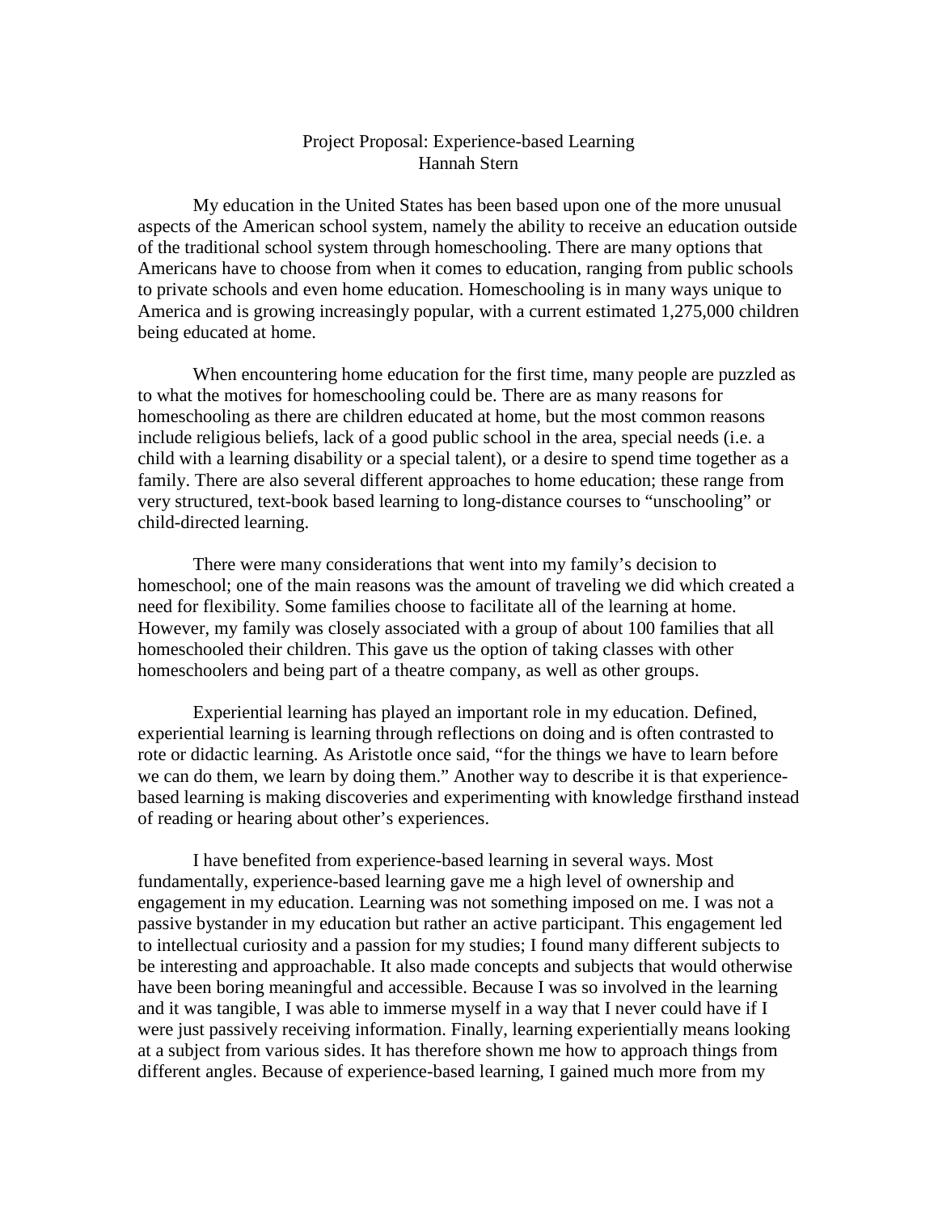# Project Proposal: Experience-based Learning

Hannah Stern

My education in the United States has been based upon one of the more unusual aspects of the American school system, namely the ability to receive an education outside of the traditional school system through homeschooling. There are many options that Americans have to choose from when it comes to education, ranging from public schools to private schools and even home education. Homeschooling is in many ways unique to America and is growing increasingly popular, with a current estimated 1,275,000 children being educated at home.

When encountering home education for the first time, many people are puzzled as to what the motives for homeschooling could be. There are as many reasons for homeschooling as there are children educated at home, but the most common reasons include religious beliefs, lack of a good public school in the area, special needs (i.e. a child with a learning disability or a special talent), or a desire to spend time together as a family. There are also several different approaches to home education; these range from very structured, text-book based learning to long-distance courses to "unschooling" or child-directed learning.

There were many considerations that went into my family's decision to homeschool; one of the main reasons was the amount of traveling we did which created a need for flexibility. Some families choose to facilitate all of the learning at home. However, my family was closely associated with a group of about 100 families that all homeschooled their children. This gave us the option of taking classes with other homeschoolers and being part of a theatre company, as well as other groups.

Experiential learning has played an important role in my education. Defined, experiential learning is learning through reflections on doing and is often contrasted to rote or didactic learning. As Aristotle once said, "for the things we have to learn before we can do them, we learn by doing them." Another way to describe it is that experience-based learning is making discoveries and experimenting with knowledge firsthand instead of reading or hearing about other's experiences.

I have benefited from experience-based learning in several ways. Most fundamentally, experience-based learning gave me a high level of ownership and engagement in my education. Learning was not something imposed on me. I was not a passive bystander in my education but rather an active participant. This engagement led to intellectual curiosity and a passion for my studies; I found many different subjects to be interesting and approachable. It also made concepts and subjects that would otherwise have been boring meaningful and accessible. Because I was so involved in the learning and it was tangible, I was able to immerse myself in a way that I never could have if I were just passively receiving information. Finally, learning experientially means looking at a subject from various sides. It has therefore shown me how to approach things from different angles. Because of experience-based learning, I gained much more from my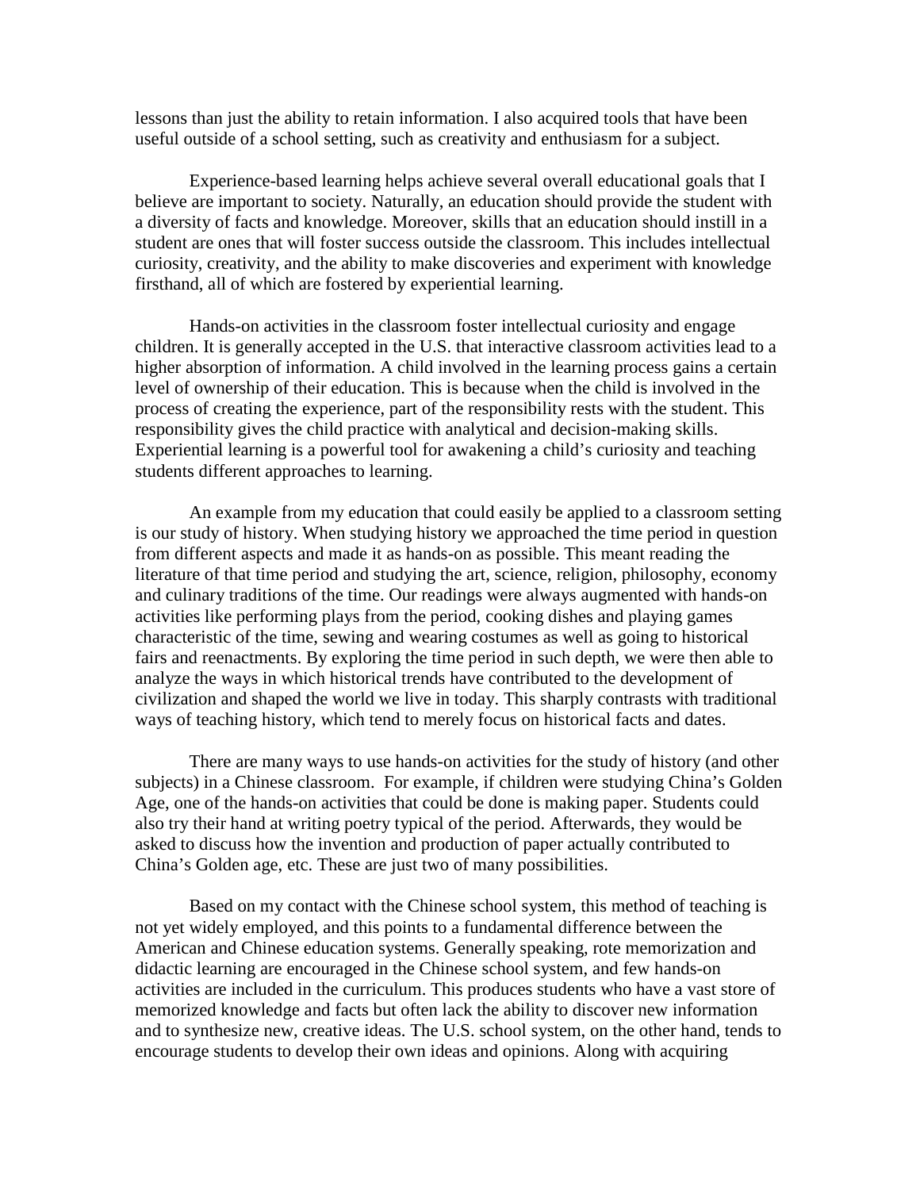lessons than just the ability to retain information. I also acquired tools that have been useful outside of a school setting, such as creativity and enthusiasm for a subject.

Experience-based learning helps achieve several overall educational goals that I believe are important to society. Naturally, an education should provide the student with a diversity of facts and knowledge. Moreover, skills that an education should instill in a student are ones that will foster success outside the classroom. This includes intellectual curiosity, creativity, and the ability to make discoveries and experiment with knowledge firsthand, all of which are fostered by experiential learning.

Hands-on activities in the classroom foster intellectual curiosity and engage children. It is generally accepted in the U.S. that interactive classroom activities lead to a higher absorption of information. A child involved in the learning process gains a certain level of ownership of their education. This is because when the child is involved in the process of creating the experience, part of the responsibility rests with the student. This responsibility gives the child practice with analytical and decision-making skills. Experiential learning is a powerful tool for awakening a child's curiosity and teaching students different approaches to learning.

An example from my education that could easily be applied to a classroom setting is our study of history. When studying history we approached the time period in question from different aspects and made it as hands-on as possible. This meant reading the literature of that time period and studying the art, science, religion, philosophy, economy and culinary traditions of the time. Our readings were always augmented with hands-on activities like performing plays from the period, cooking dishes and playing games characteristic of the time, sewing and wearing costumes as well as going to historical fairs and reenactments. By exploring the time period in such depth, we were then able to analyze the ways in which historical trends have contributed to the development of civilization and shaped the world we live in today. This sharply contrasts with traditional ways of teaching history, which tend to merely focus on historical facts and dates.

There are many ways to use hands-on activities for the study of history (and other subjects) in a Chinese classroom. For example, if children were studying China's Golden Age, one of the hands-on activities that could be done is making paper. Students could also try their hand at writing poetry typical of the period. Afterwards, they would be asked to discuss how the invention and production of paper actually contributed to China's Golden age, etc. These are just two of many possibilities.

Based on my contact with the Chinese school system, this method of teaching is not yet widely employed, and this points to a fundamental difference between the American and Chinese education systems. Generally speaking, rote memorization and didactic learning are encouraged in the Chinese school system, and few hands-on activities are included in the curriculum. This produces students who have a vast store of memorized knowledge and facts but often lack the ability to discover new information and to synthesize new, creative ideas. The U.S. school system, on the other hand, tends to encourage students to develop their own ideas and opinions. Along with acquiring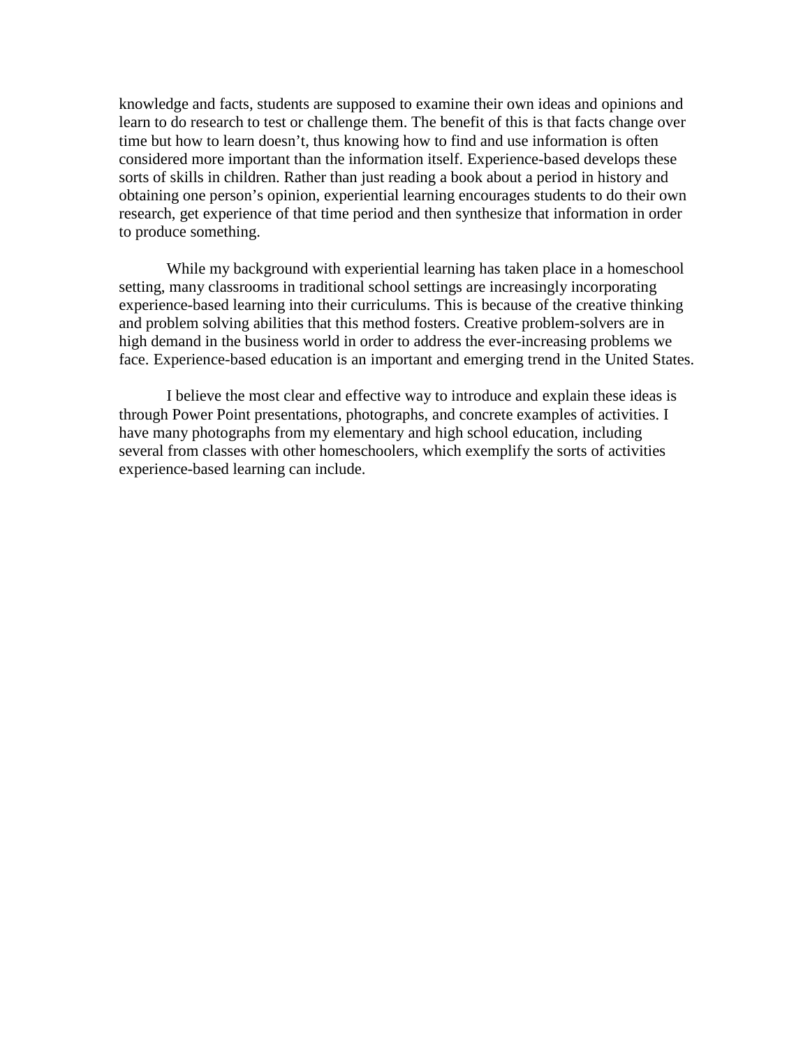knowledge and facts, students are supposed to examine their own ideas and opinions and learn to do research to test or challenge them. The benefit of this is that facts change over time but how to learn doesn't, thus knowing how to find and use information is often considered more important than the information itself. Experience-based develops these sorts of skills in children. Rather than just reading a book about a period in history and obtaining one person's opinion, experiential learning encourages students to do their own research, get experience of that time period and then synthesize that information in order to produce something.

While my background with experiential learning has taken place in a homeschool setting, many classrooms in traditional school settings are increasingly incorporating experience-based learning into their curriculums. This is because of the creative thinking and problem solving abilities that this method fosters. Creative problem-solvers are in high demand in the business world in order to address the ever-increasing problems we face. Experience-based education is an important and emerging trend in the United States.

I believe the most clear and effective way to introduce and explain these ideas is through Power Point presentations, photographs, and concrete examples of activities. I have many photographs from my elementary and high school education, including several from classes with other homeschoolers, which exemplify the sorts of activities experience-based learning can include.